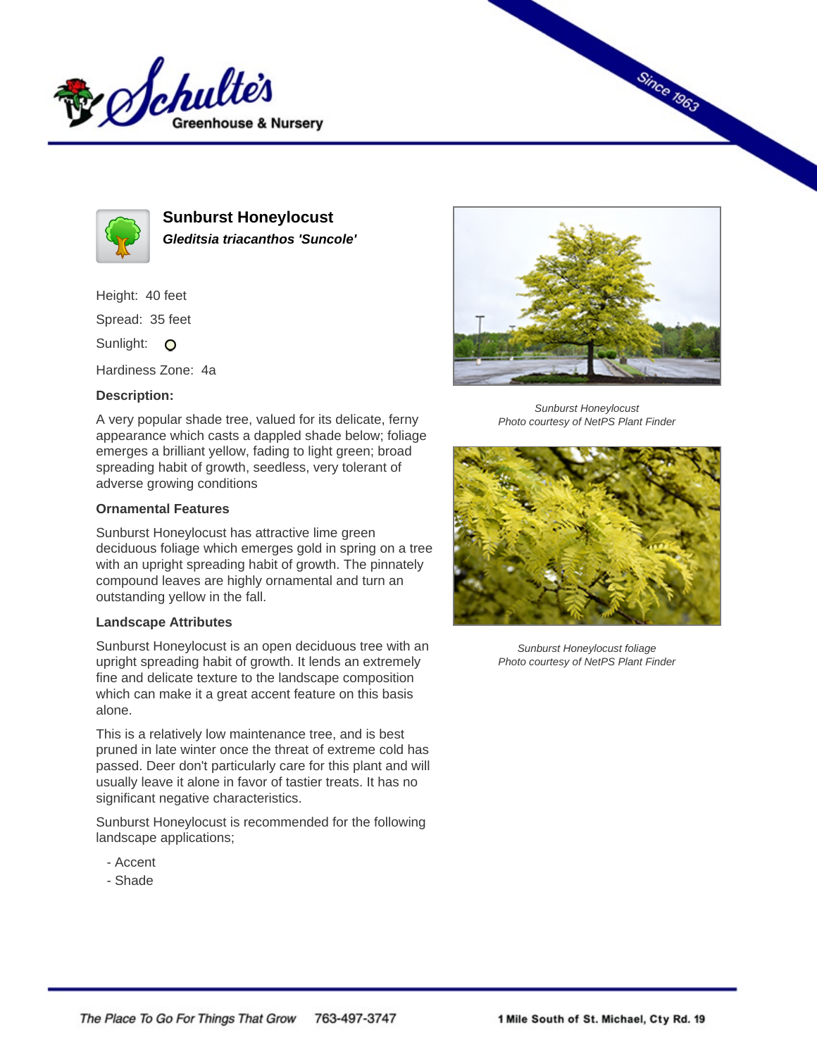# Sunburst Honeylocust

***Gleditsia triacanthos 'Suncole'***

Height: 40 feet

Spread: 35 feet

Sunlight: O

Hardiness Zone: 4a

### Description:

A very popular shade tree, valued for its delicate, ferny appearance which casts a dappled shade below; foliage emerges a brilliant yellow, fading to light green; broad spreading habit of growth, seedless, very tolerant of adverse growing conditions

### Ornamental Features

Sunburst Honeylocust has attractive lime green deciduous foliage which emerges gold in spring on a tree with an upright spreading habit of growth. The pinnately compound leaves are highly ornamental and turn an outstanding yellow in the fall.

### Landscape Attributes

Sunburst Honeylocust is an open deciduous tree with an upright spreading habit of growth. It lends an extremely fine and delicate texture to the landscape composition which can make it a great accent feature on this basis alone.

This is a relatively low maintenance tree, and is best pruned in late winter once the threat of extreme cold has passed. Deer don't particularly care for this plant and will usually leave it alone in favor of tastier treats. It has no significant negative characteristics.

Sunburst Honeylocust is recommended for the following landscape applications;

- Accent
- Shade

*Sunburst Honeylocust*
*Photo courtesy of NetPS Plant Finder*

*Sunburst Honeylocust foliage*
*Photo courtesy of NetPS Plant Finder*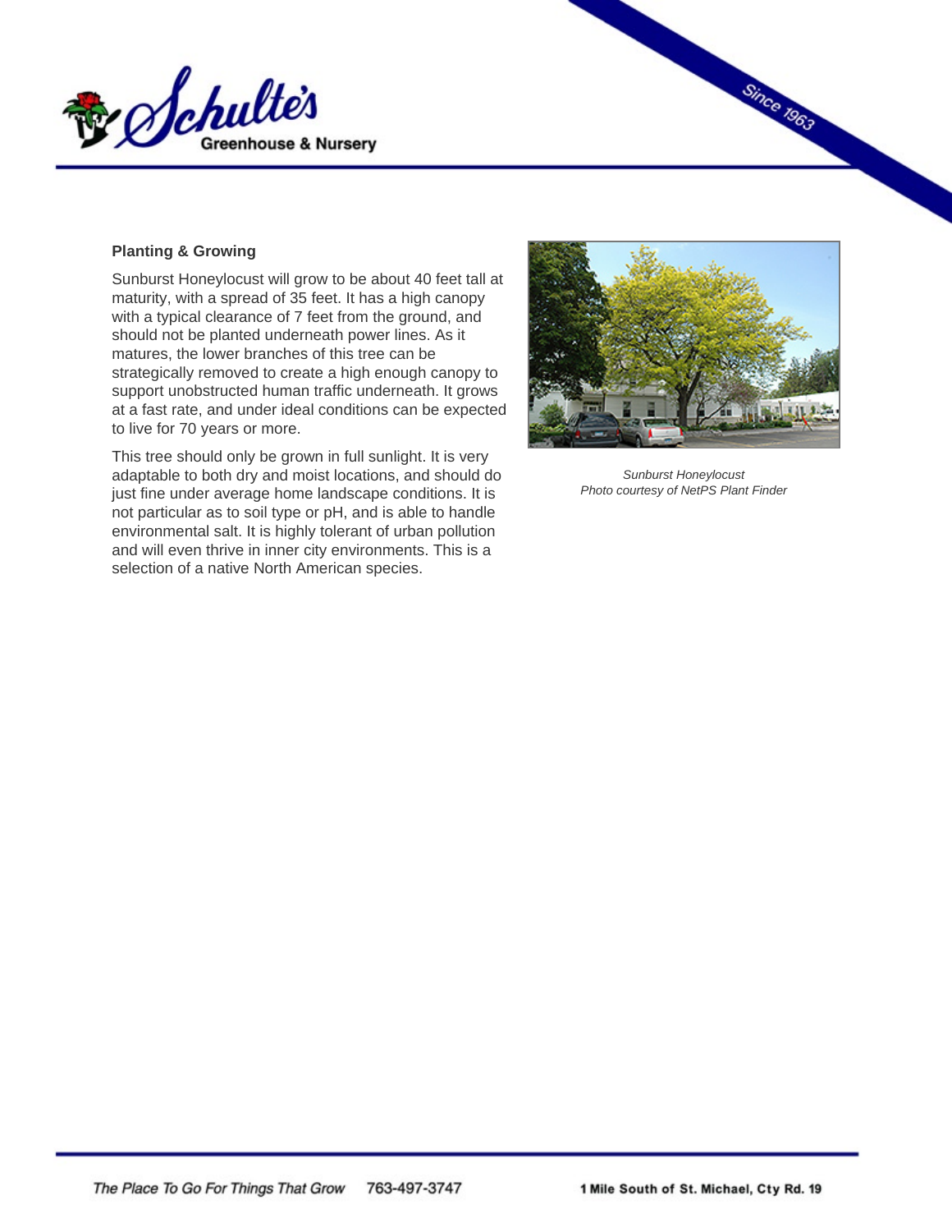### Planting & Growing

Sunburst Honeylocust will grow to be about 40 feet tall at maturity, with a spread of 35 feet. It has a high canopy with a typical clearance of 7 feet from the ground, and should not be planted underneath power lines. As it matures, the lower branches of this tree can be strategically removed to create a high enough canopy to support unobstructed human traffic underneath. It grows at a fast rate, and under ideal conditions can be expected to live for 70 years or more.

This tree should only be grown in full sunlight. It is very adaptable to both dry and moist locations, and should do just fine under average home landscape conditions. It is not particular as to soil type or pH, and is able to handle environmental salt. It is highly tolerant of urban pollution and will even thrive in inner city environments. This is a selection of a native North American species.

*Sunburst Honeylocust*
*Photo courtesy of NetPS Plant Finder*